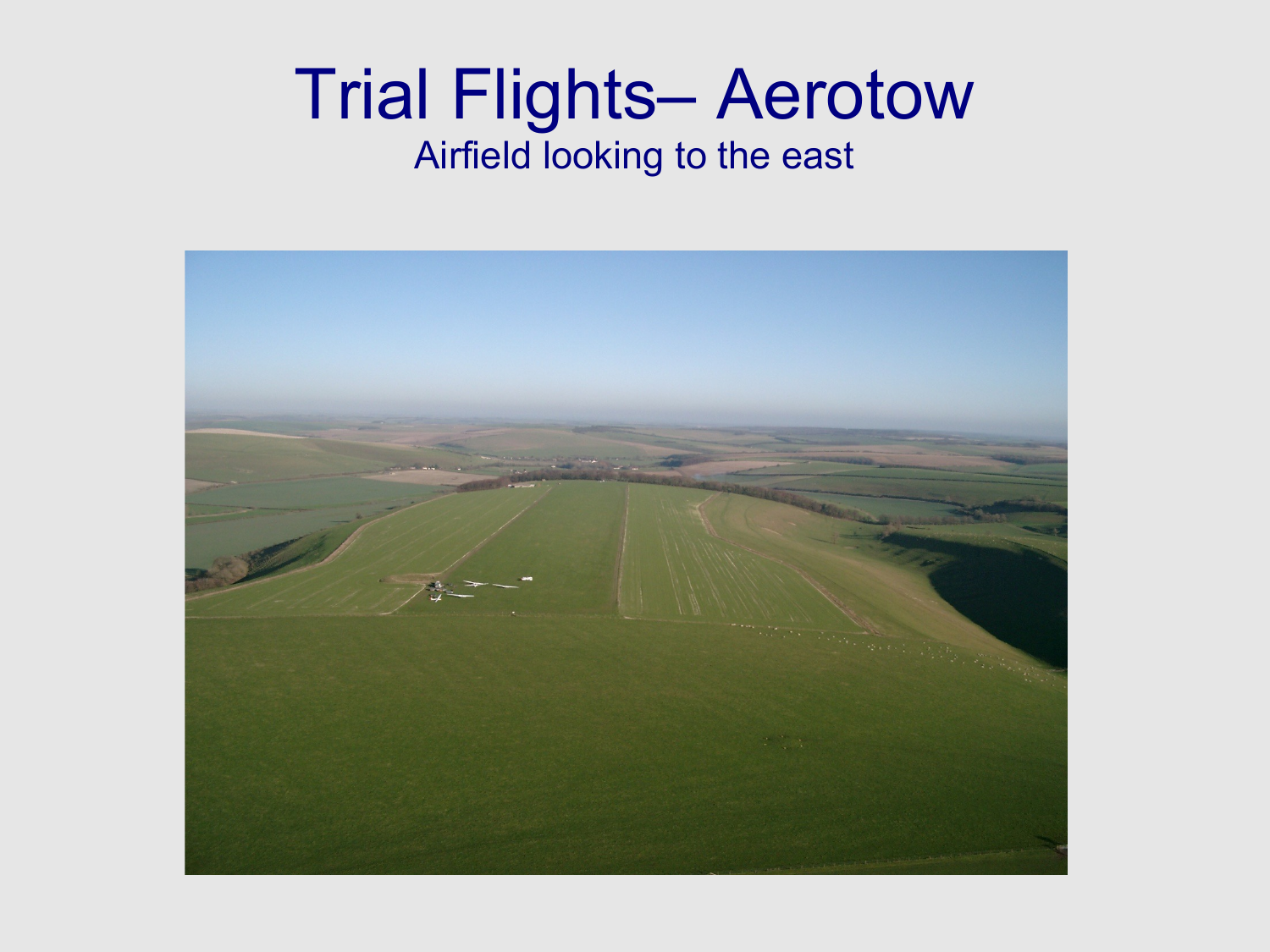# Trial Flights– Aerotow

Airfield looking to the east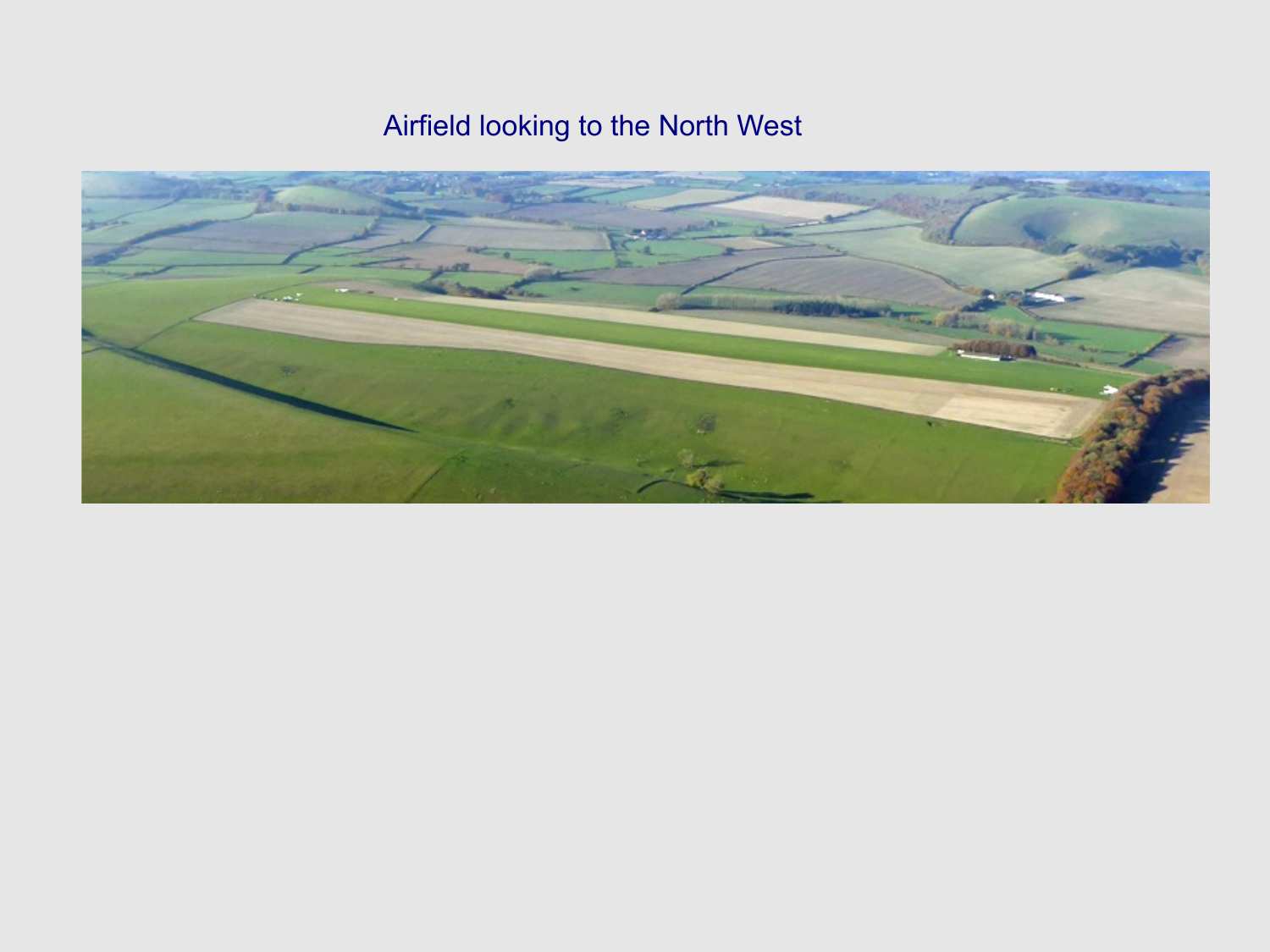Airfield looking to the North West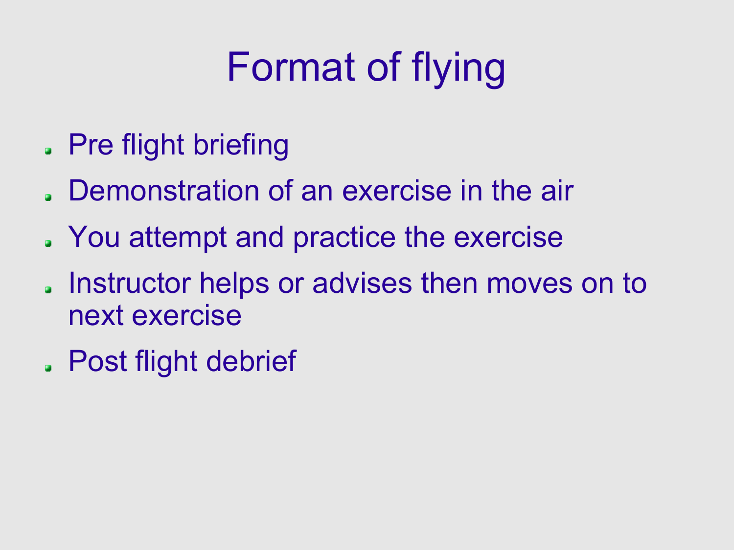# Format of flying

- Pre flight briefing
- Demonstration of an exercise in the air
- You attempt and practice the exercise
- Instructor helps or advises then moves on to next exercise
- Post flight debrief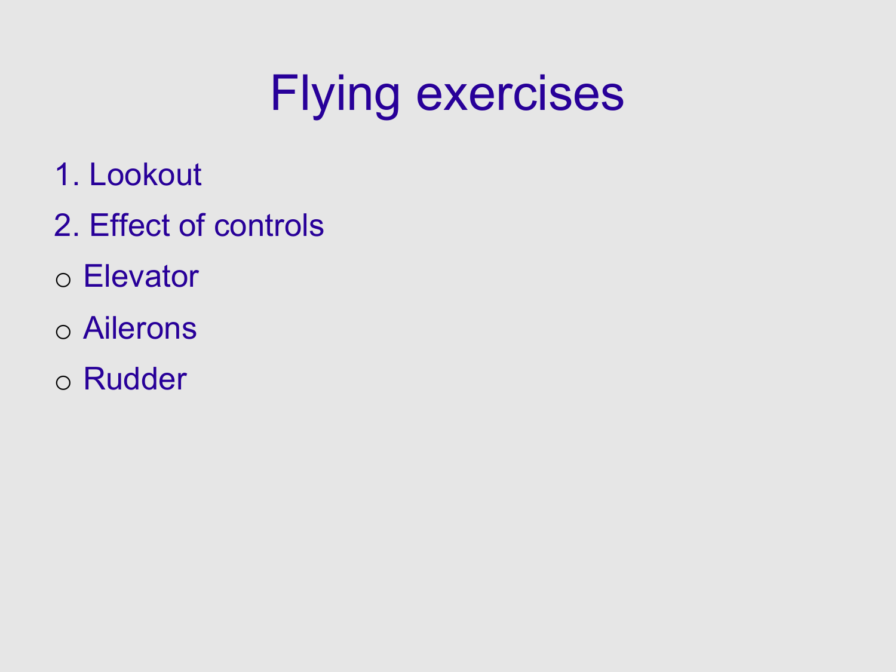# Flying exercises

1. Lookout
2. Effect of controls

- Elevator
- Ailerons
- Rudder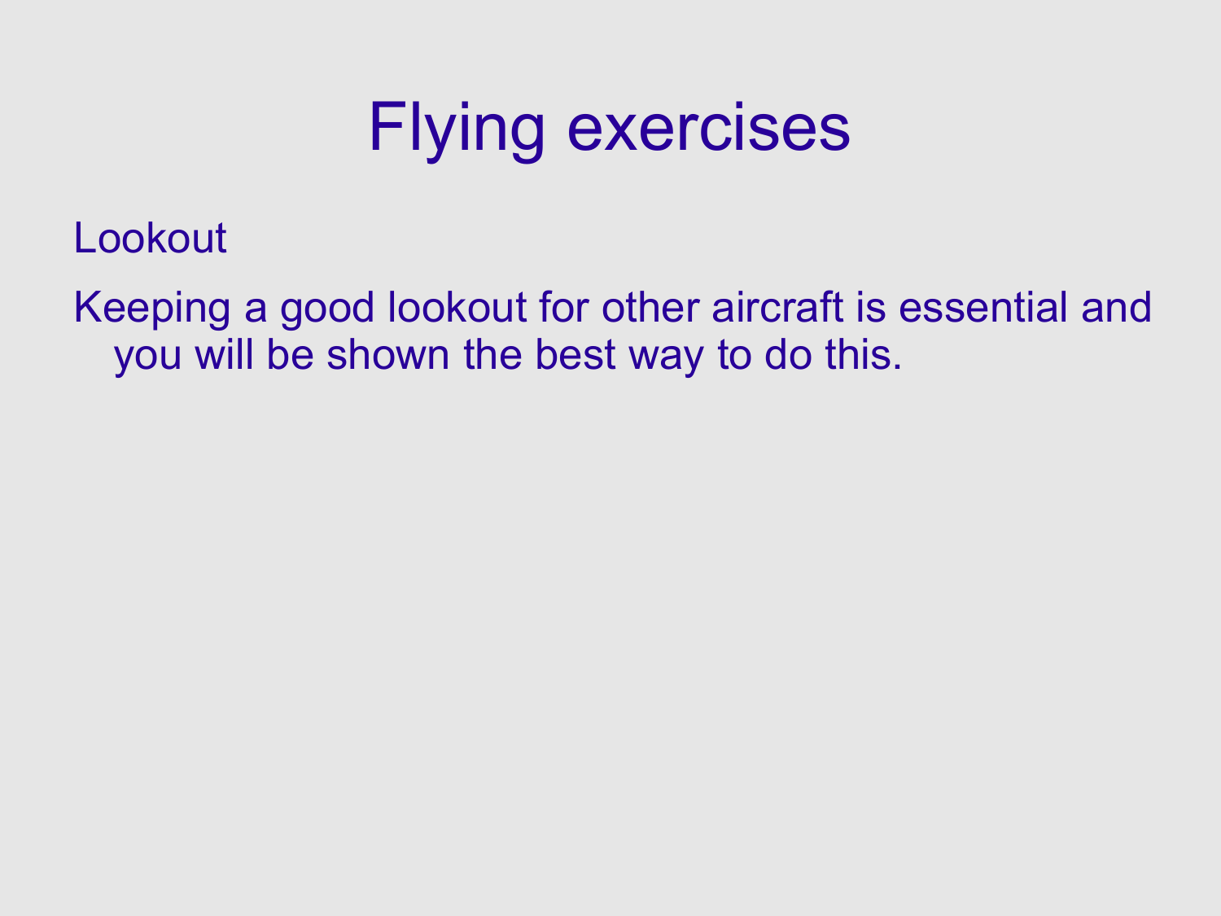# Flying exercises

Lookout

Keeping a good lookout for other aircraft is essential and you will be shown the best way to do this.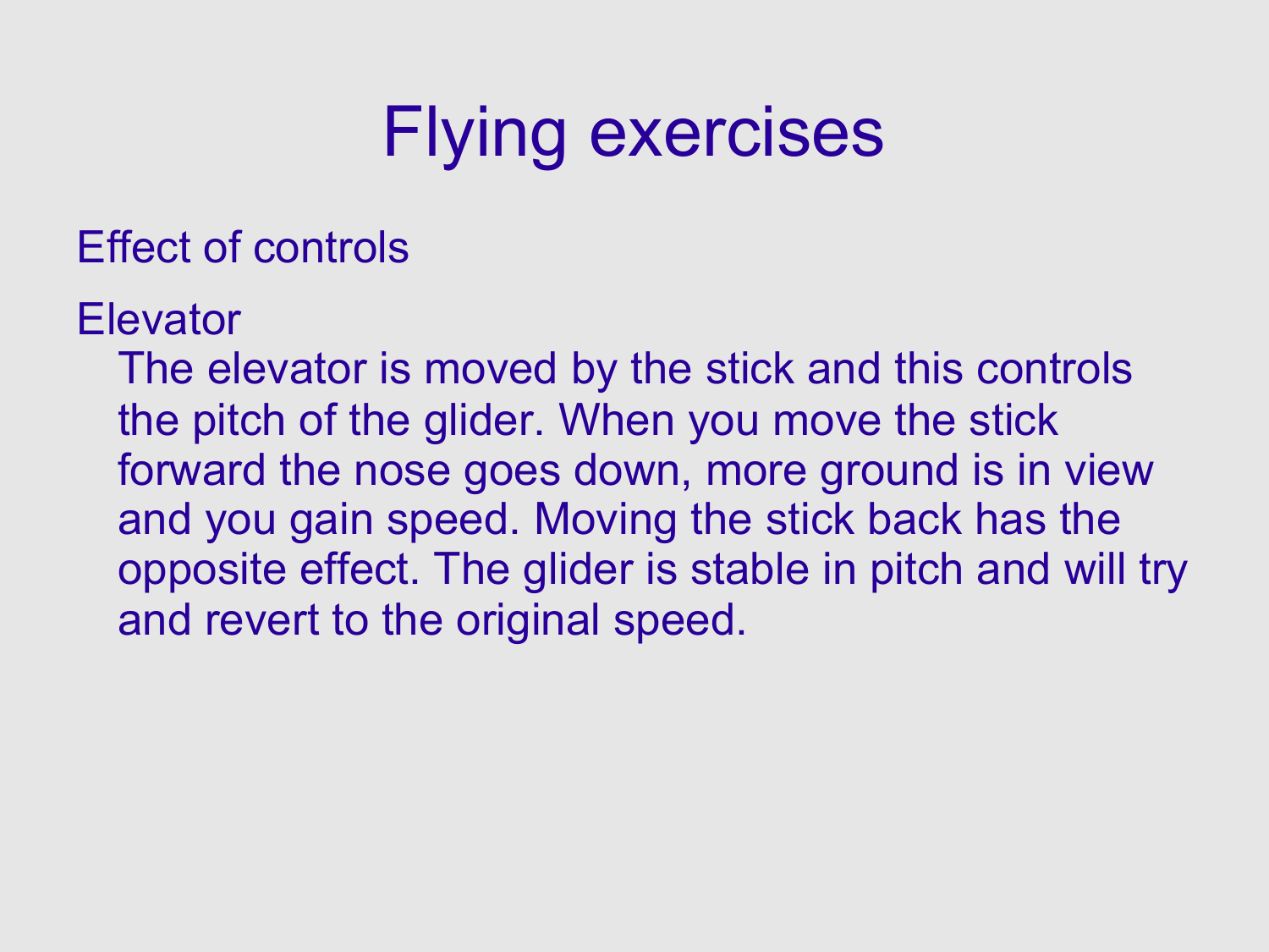# Flying exercises

Effect of controls

Elevator

The elevator is moved by the stick and this controls the pitch of the glider. When you move the stick forward the nose goes down, more ground is in view and you gain speed. Moving the stick back has the opposite effect. The glider is stable in pitch and will try and revert to the original speed.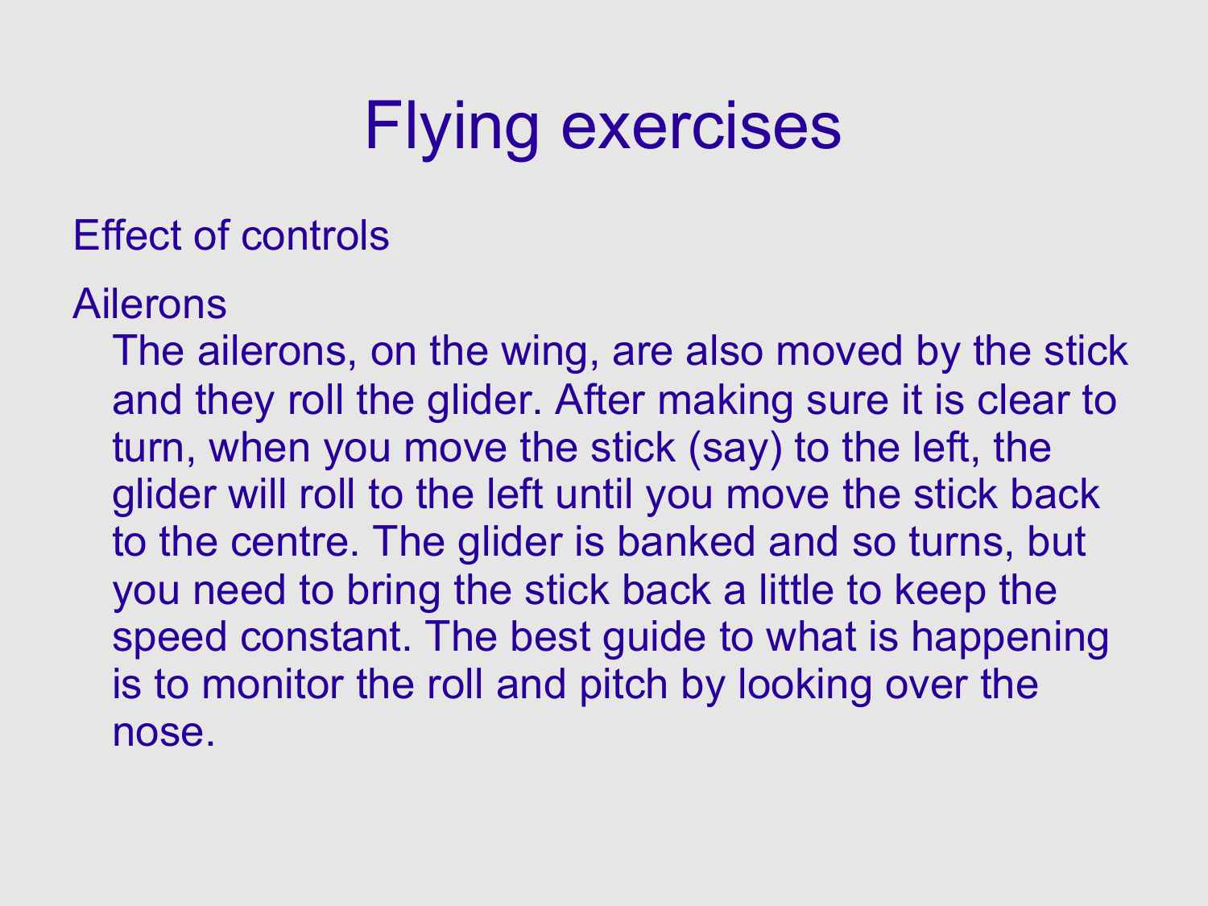# Flying exercises

Effect of controls

Ailerons

The ailerons, on the wing, are also moved by the stick and they roll the glider. After making sure it is clear to turn, when you move the stick (say) to the left, the glider will roll to the left until you move the stick back to the centre. The glider is banked and so turns, but you need to bring the stick back a little to keep the speed constant. The best guide to what is happening is to monitor the roll and pitch by looking over the nose.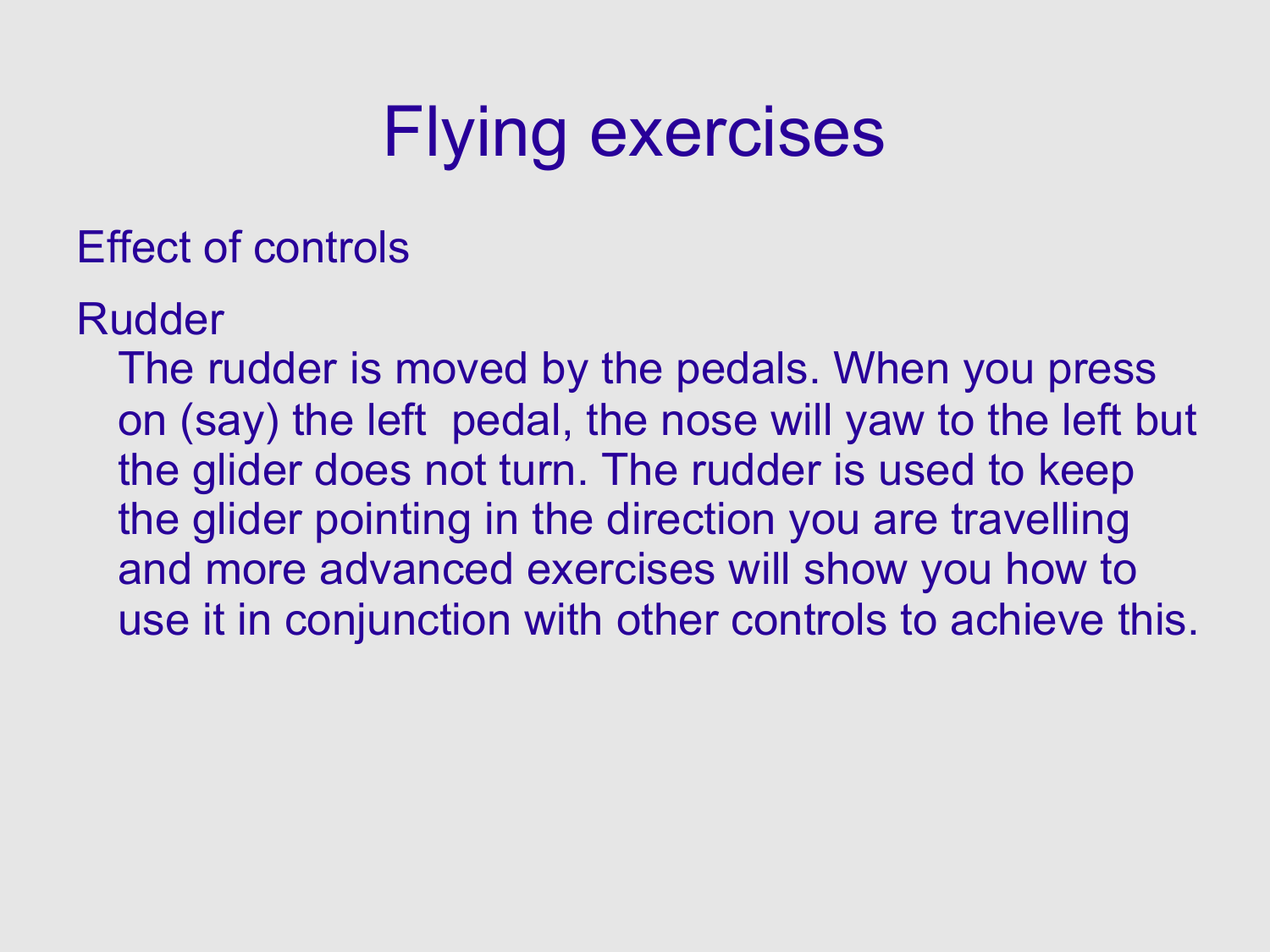# Flying exercises

Effect of controls

Rudder

The rudder is moved by the pedals. When you press on (say) the left pedal, the nose will yaw to the left but the glider does not turn. The rudder is used to keep the glider pointing in the direction you are travelling and more advanced exercises will show you how to use it in conjunction with other controls to achieve this.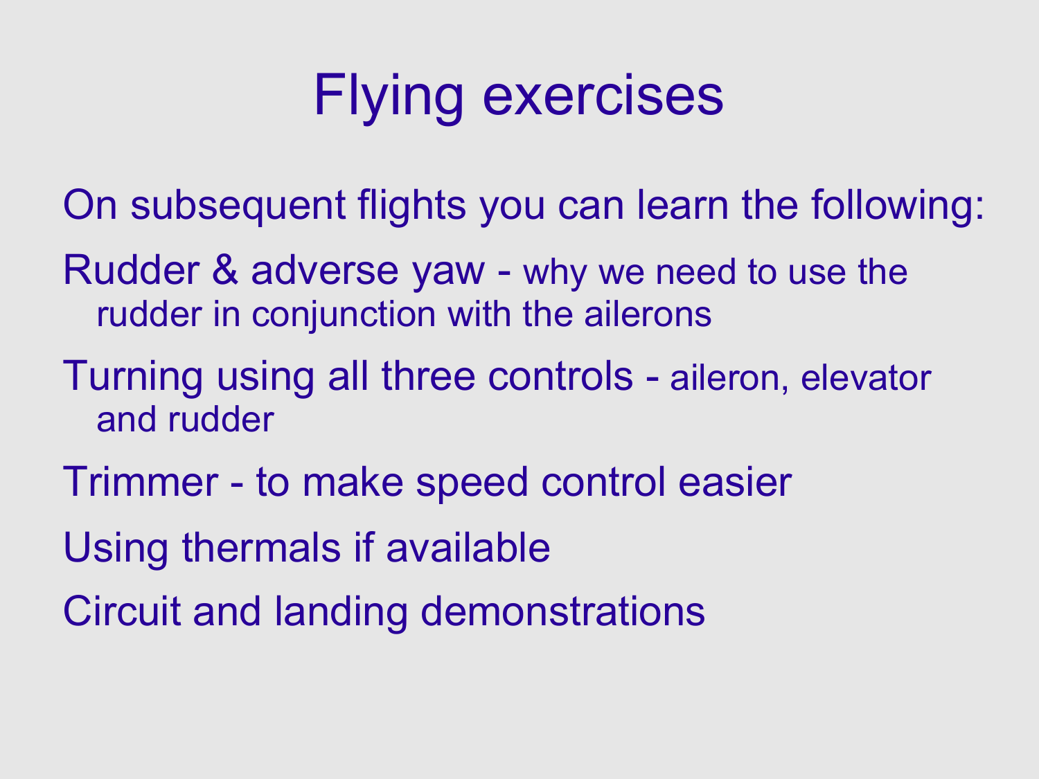# Flying exercises

On subsequent flights you can learn the following:

Rudder & adverse yaw - why we need to use the rudder in conjunction with the ailerons

Turning using all three controls - aileron, elevator and rudder

Trimmer - to make speed control easier

Using thermals if available

Circuit and landing demonstrations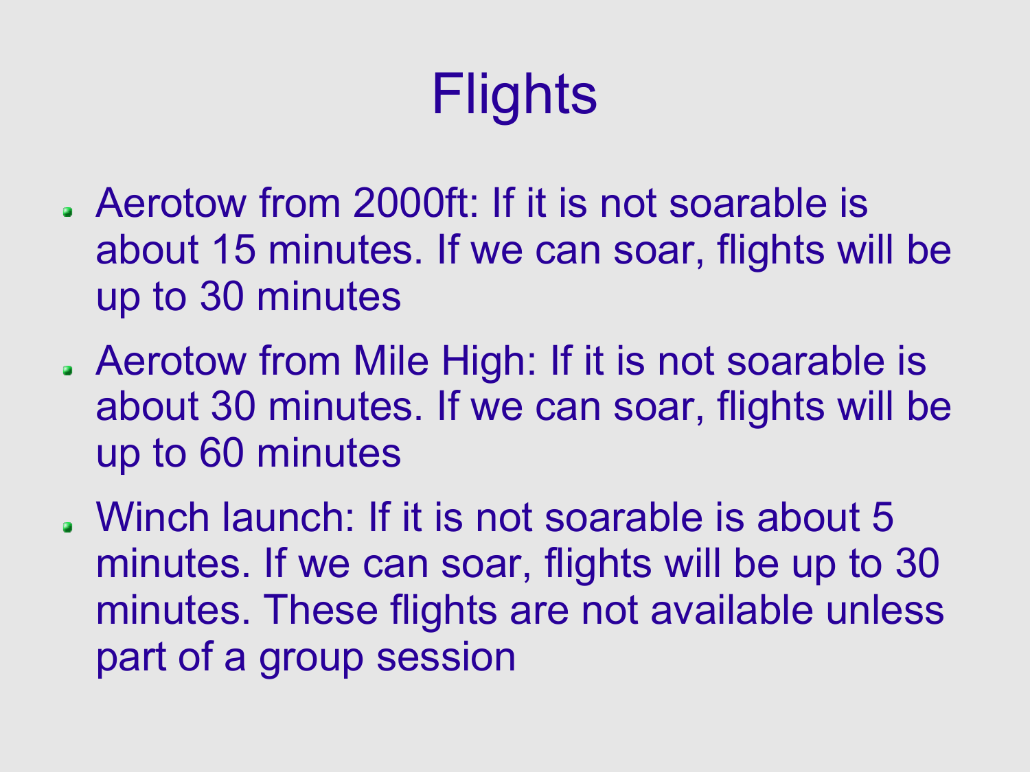# Flights

- Aerotow from 2000ft: If it is not soarable is about 15 minutes. If we can soar, flights will be up to 30 minutes
- Aerotow from Mile High: If it is not soarable is about 30 minutes. If we can soar, flights will be up to 60 minutes
- Winch launch: If it is not soarable is about 5 minutes. If we can soar, flights will be up to 30 minutes. These flights are not available unless part of a group session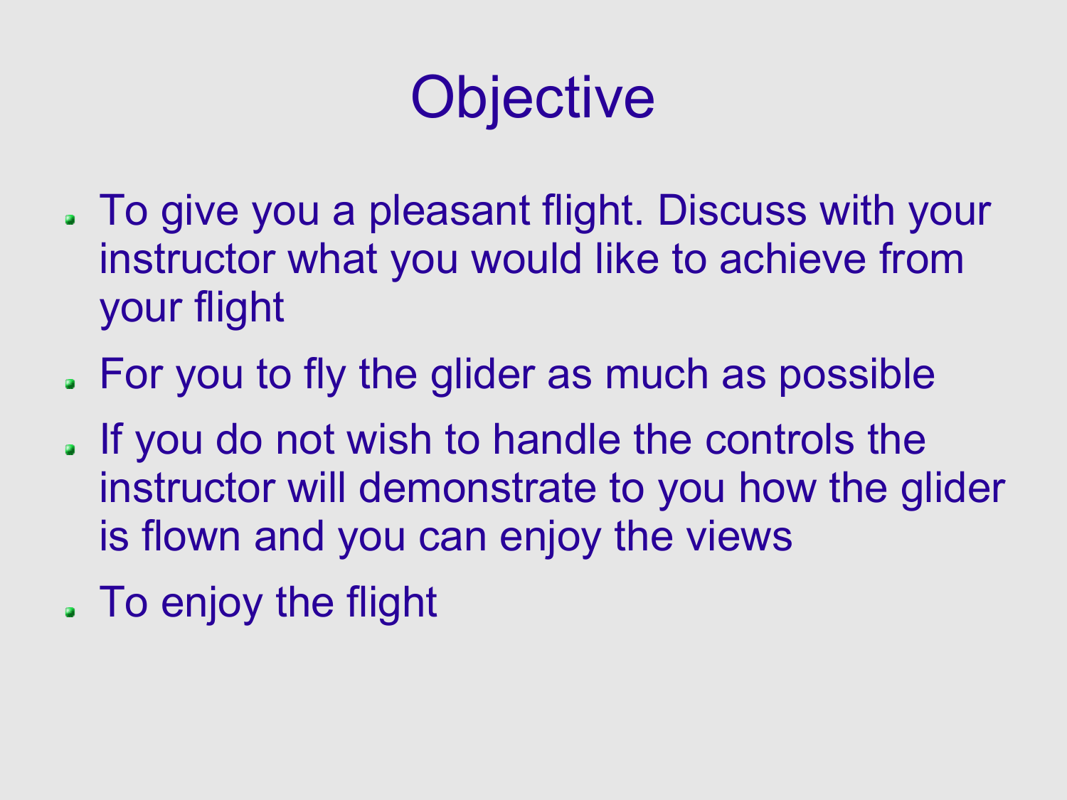# Objective

- To give you a pleasant flight. Discuss with your instructor what you would like to achieve from your flight
- For you to fly the glider as much as possible
- If you do not wish to handle the controls the instructor will demonstrate to you how the glider is flown and you can enjoy the views
- To enjoy the flight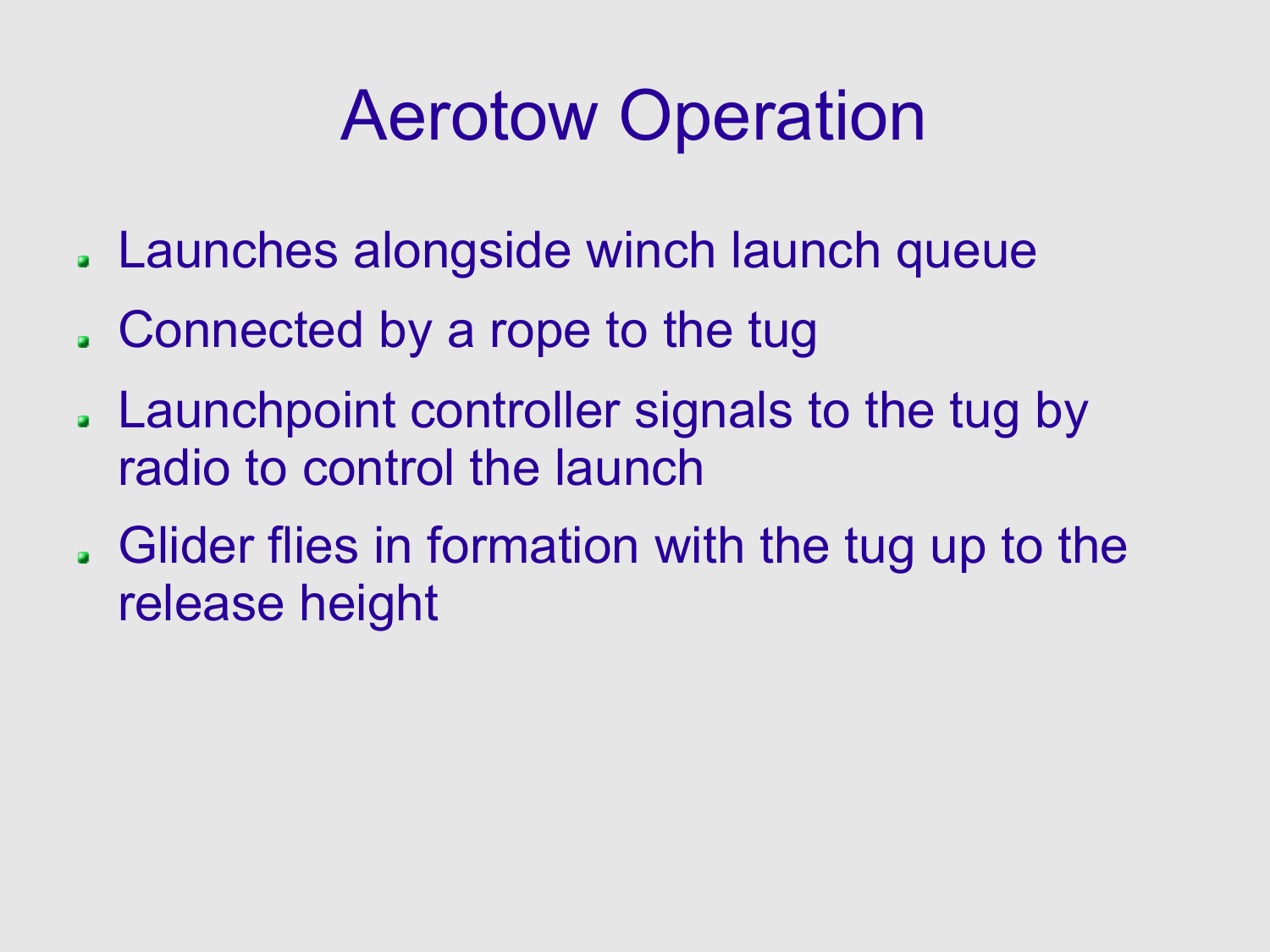# Aerotow Operation

- Launches alongside winch launch queue
- Connected by a rope to the tug
- Launchpoint controller signals to the tug by radio to control the launch
- Glider flies in formation with the tug up to the release height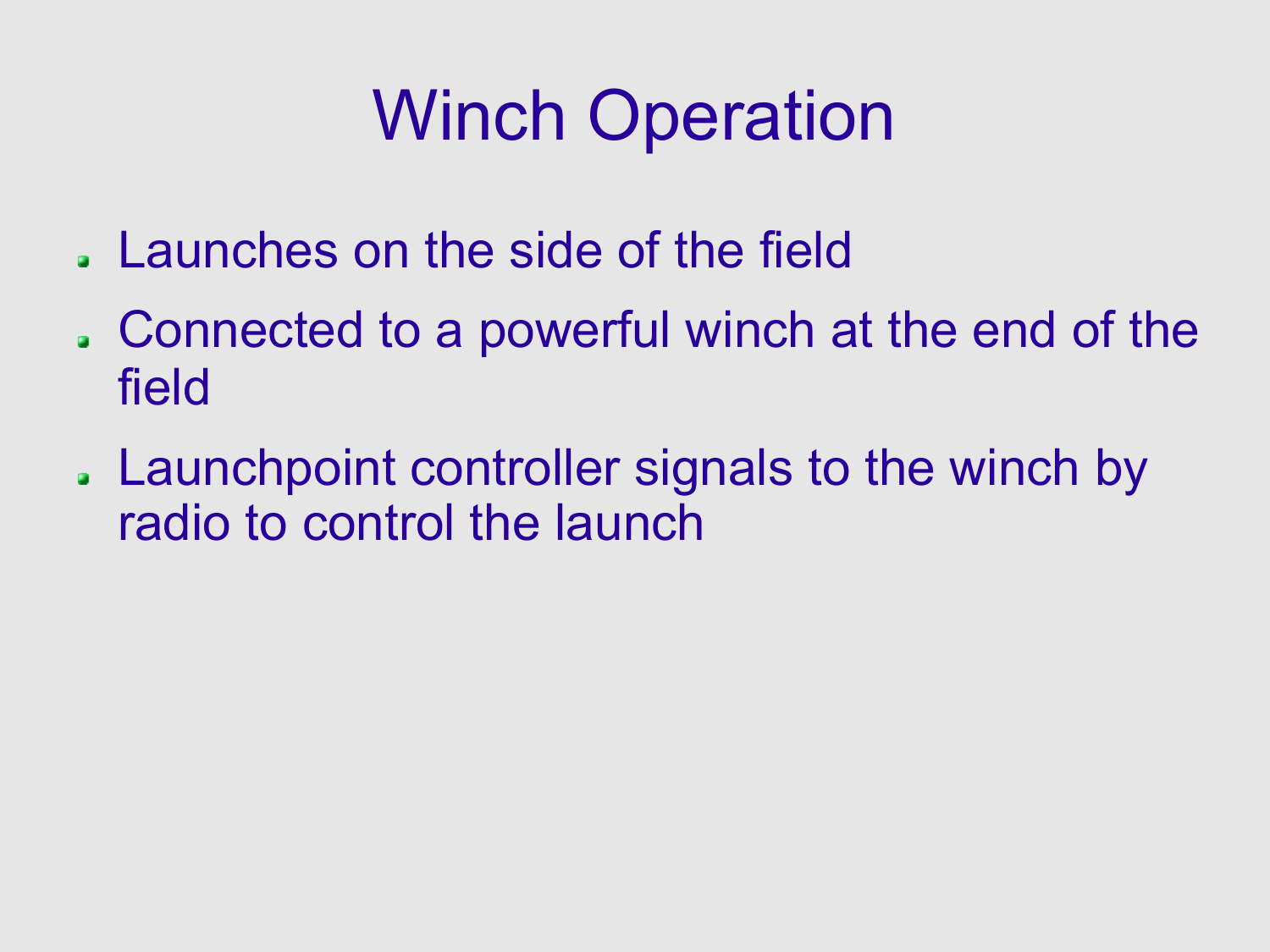# Winch Operation

- Launches on the side of the field
- Connected to a powerful winch at the end of the field
- Launchpoint controller signals to the winch by radio to control the launch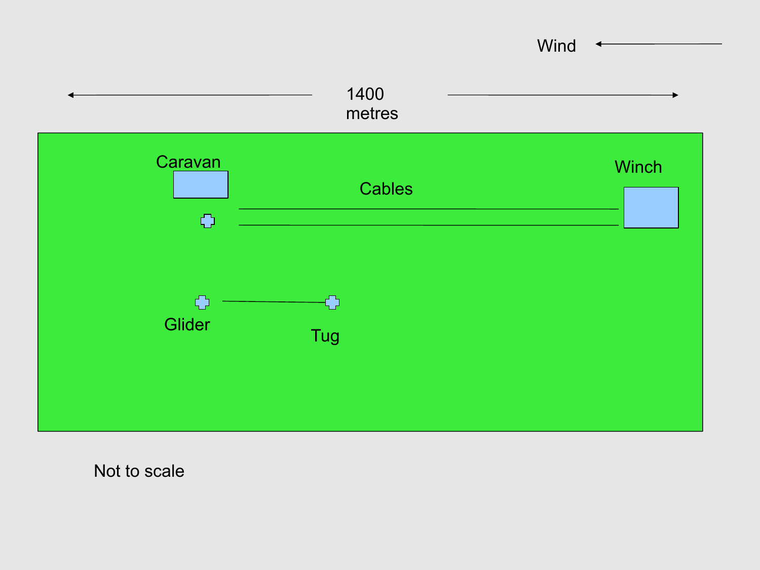Wind

1400 metres

Caravan

Winch

Cables

Glider

Tug

Not to scale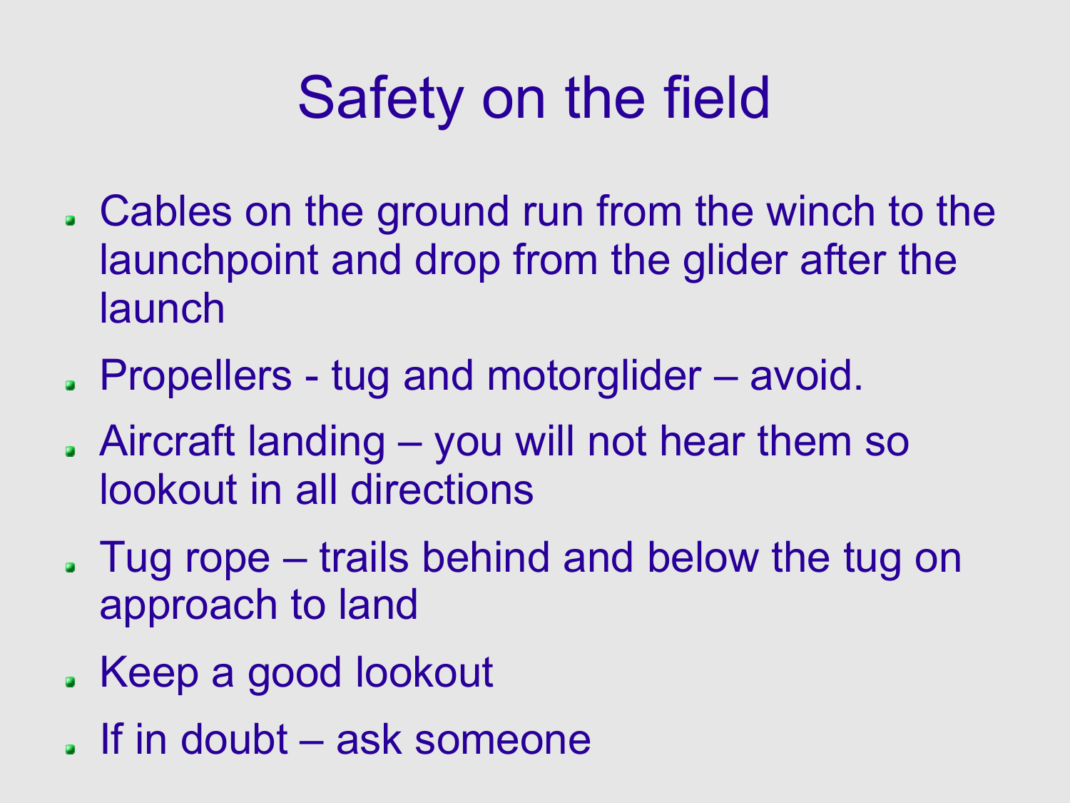# Safety on the field

- Cables on the ground run from the winch to the launchpoint and drop from the glider after the launch
- Propellers - tug and motorglider – avoid.
- Aircraft landing – you will not hear them so lookout in all directions
- Tug rope – trails behind and below the tug on approach to land
- Keep a good lookout
- If in doubt – ask someone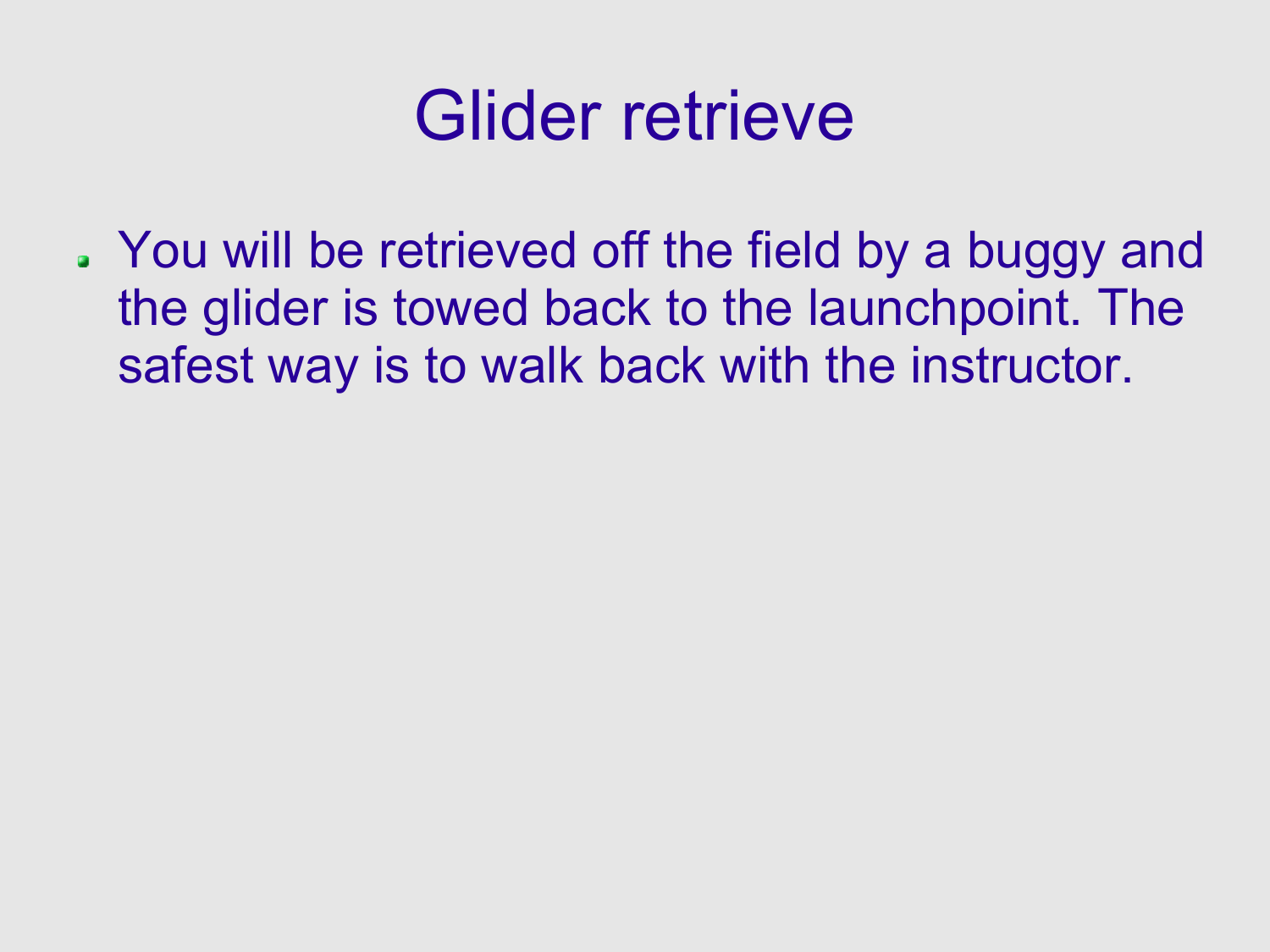# Glider retrieve

- You will be retrieved off the field by a buggy and the glider is towed back to the launchpoint. The safest way is to walk back with the instructor.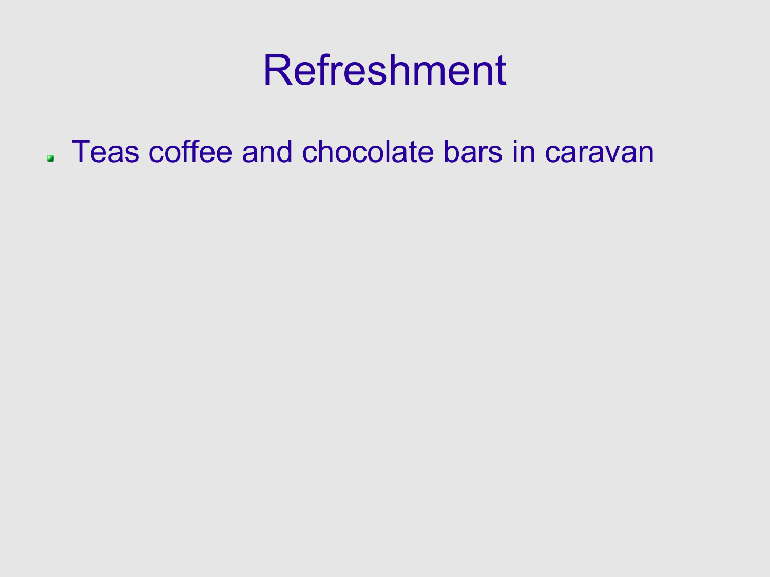# Refreshment

- Teas coffee and chocolate bars in caravan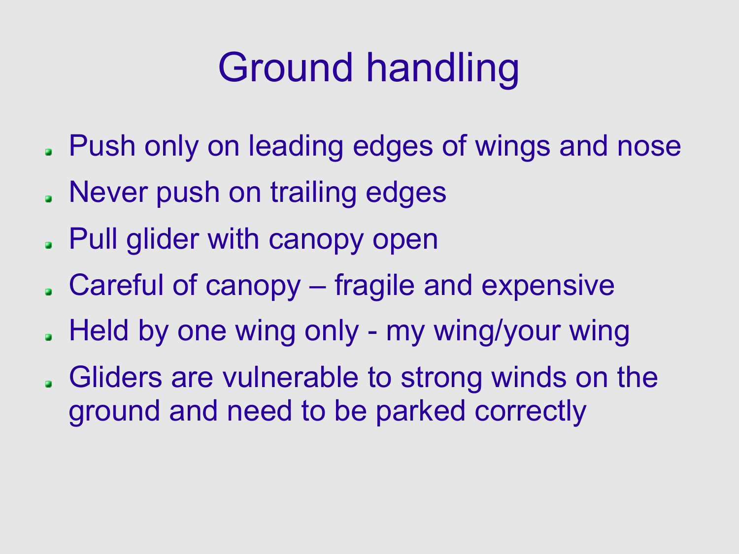# Ground handling

- Push only on leading edges of wings and nose
- Never push on trailing edges
- Pull glider with canopy open
- Careful of canopy – fragile and expensive
- Held by one wing only - my wing/your wing
- Gliders are vulnerable to strong winds on the ground and need to be parked correctly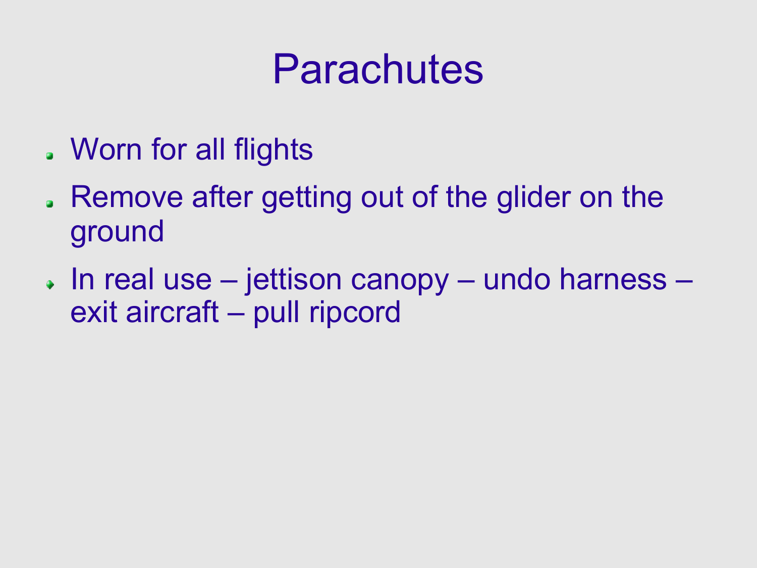# Parachutes

- Worn for all flights
- Remove after getting out of the glider on the ground
- In real use – jettison canopy – undo harness – exit aircraft – pull ripcord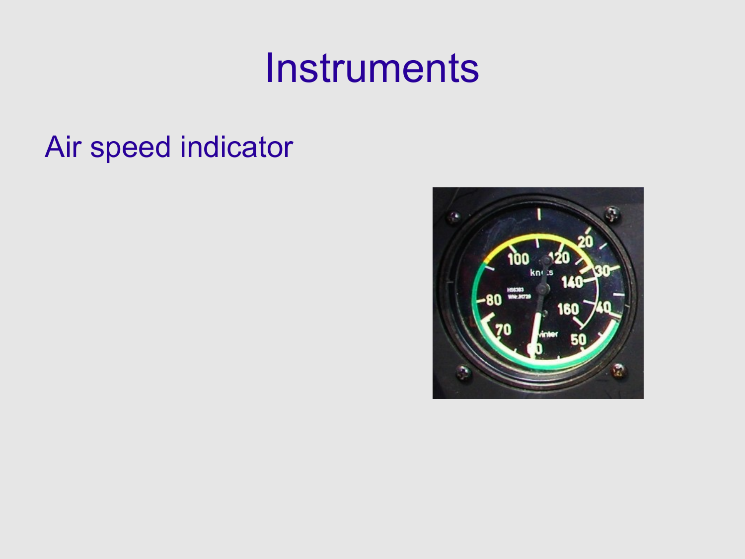# Instruments

Air speed indicator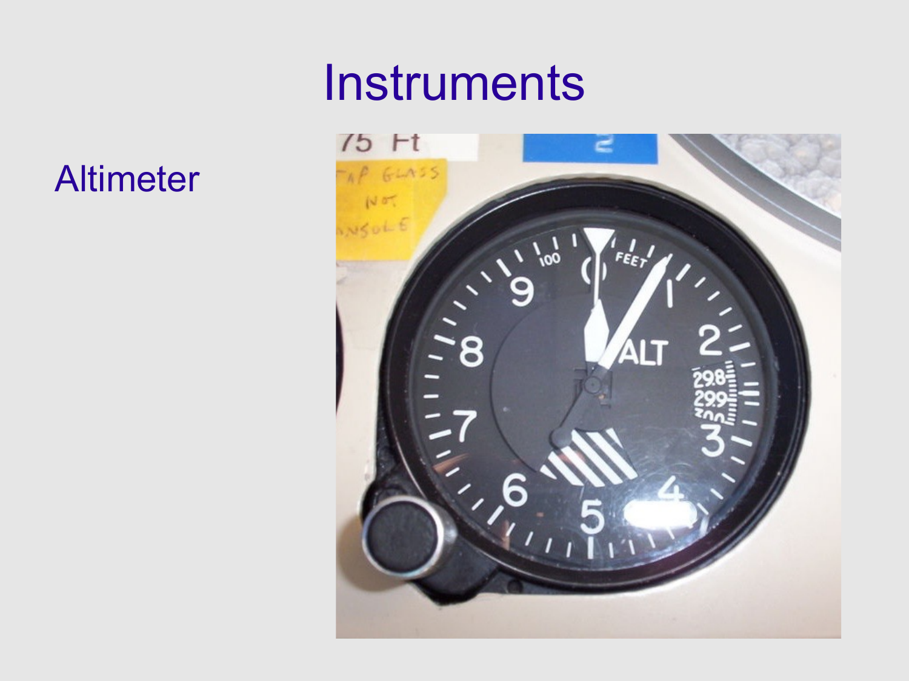# Instruments

Altimeter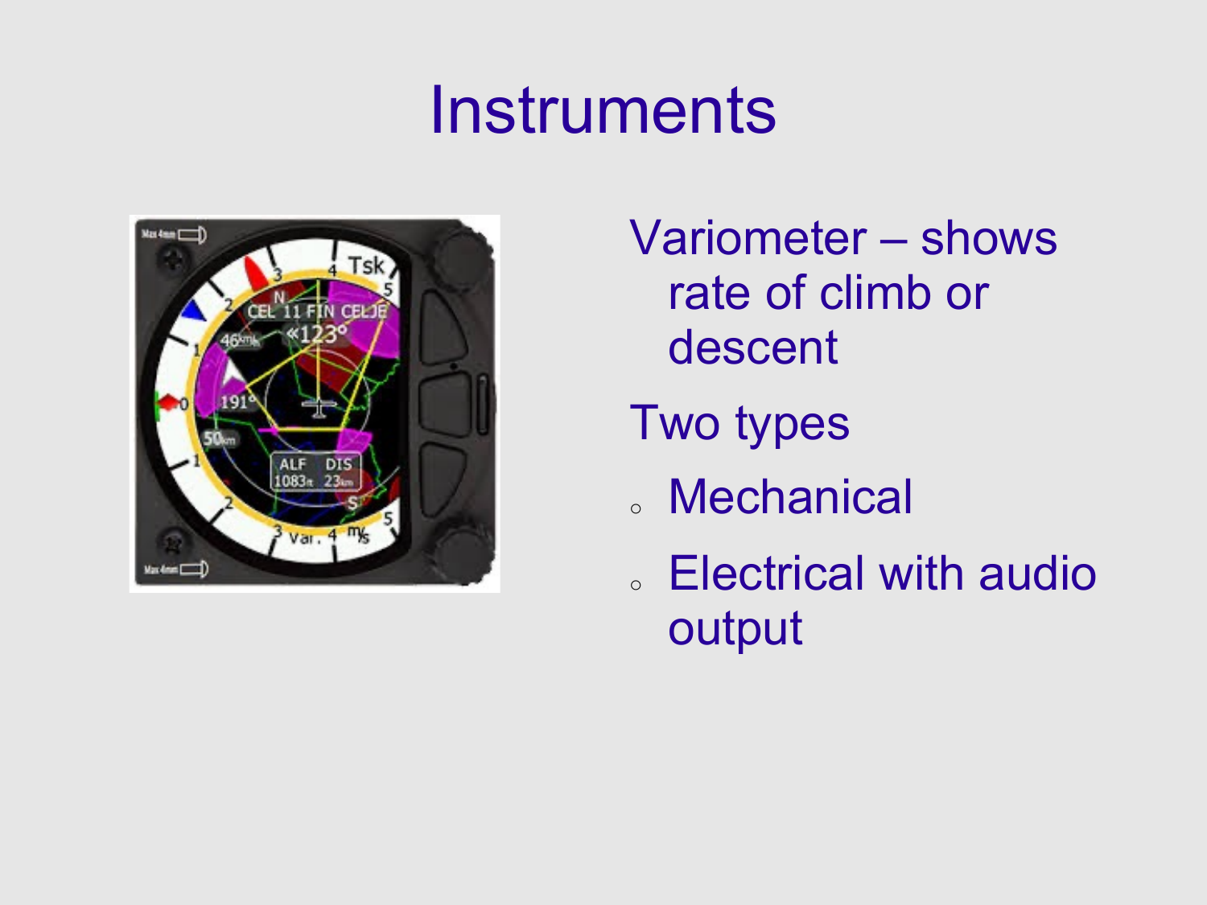# Instruments

Variometer – shows rate of climb or descent

Two types

- Mechanical
- Electrical with audio output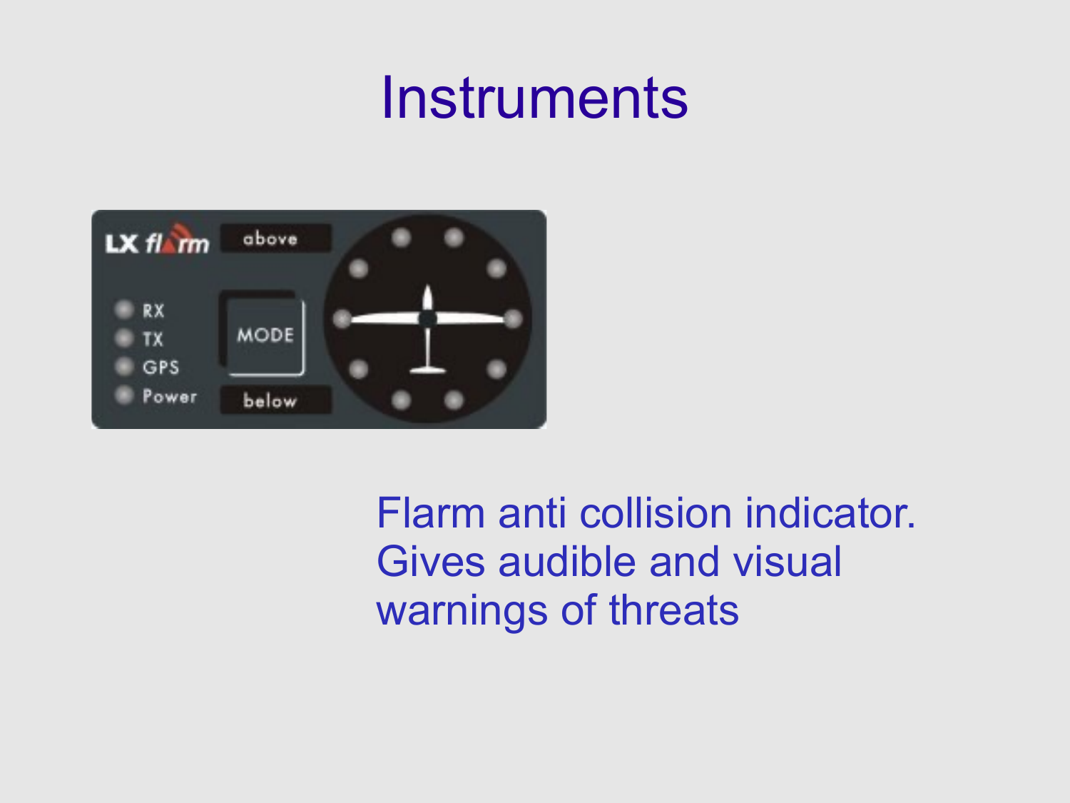# Instruments

Flarm anti collision indicator. Gives audible and visual warnings of threats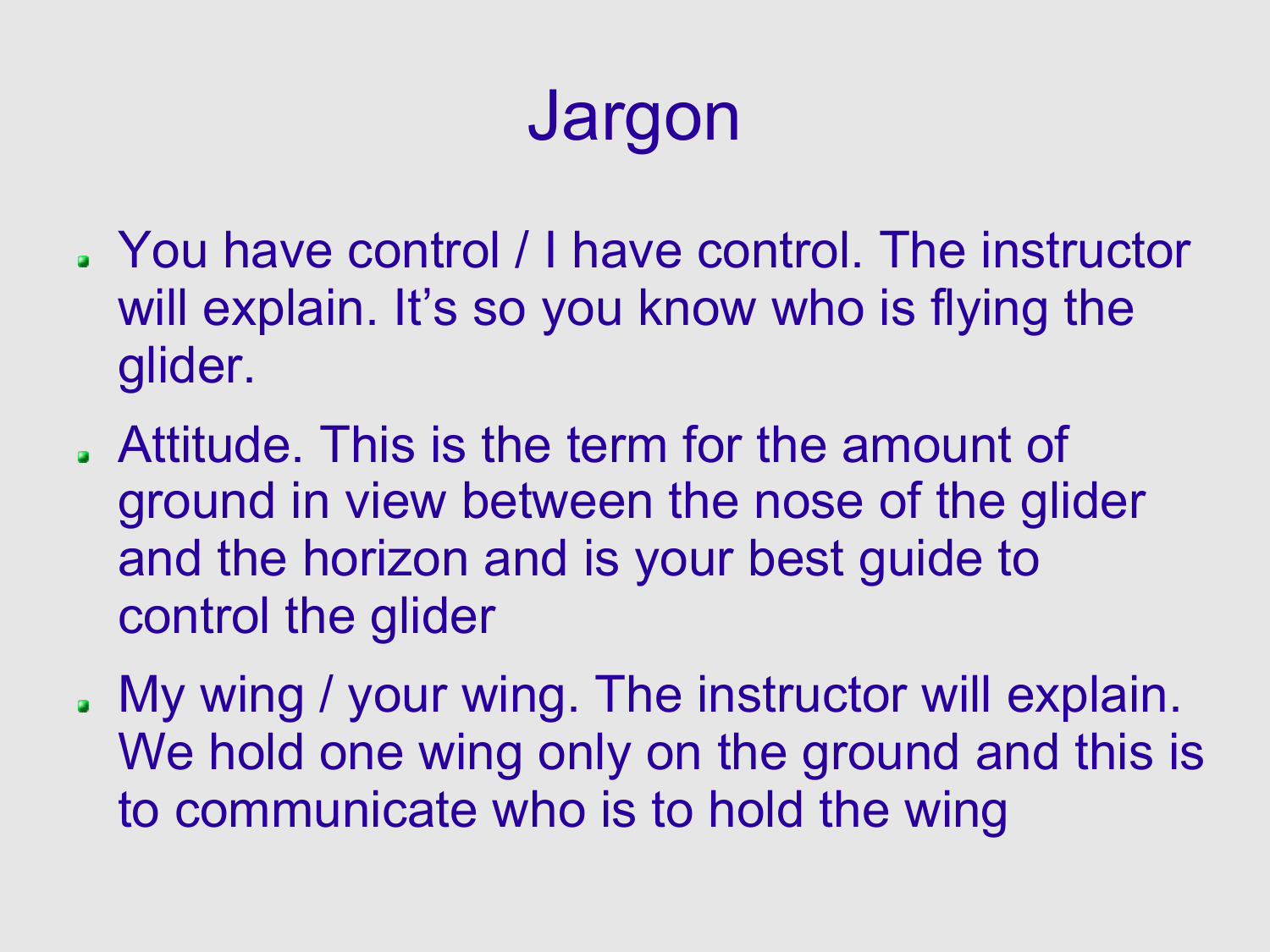# Jargon

- You have control / I have control. The instructor will explain. It's so you know who is flying the glider.
- Attitude. This is the term for the amount of ground in view between the nose of the glider and the horizon and is your best guide to control the glider
- My wing / your wing. The instructor will explain. We hold one wing only on the ground and this is to communicate who is to hold the wing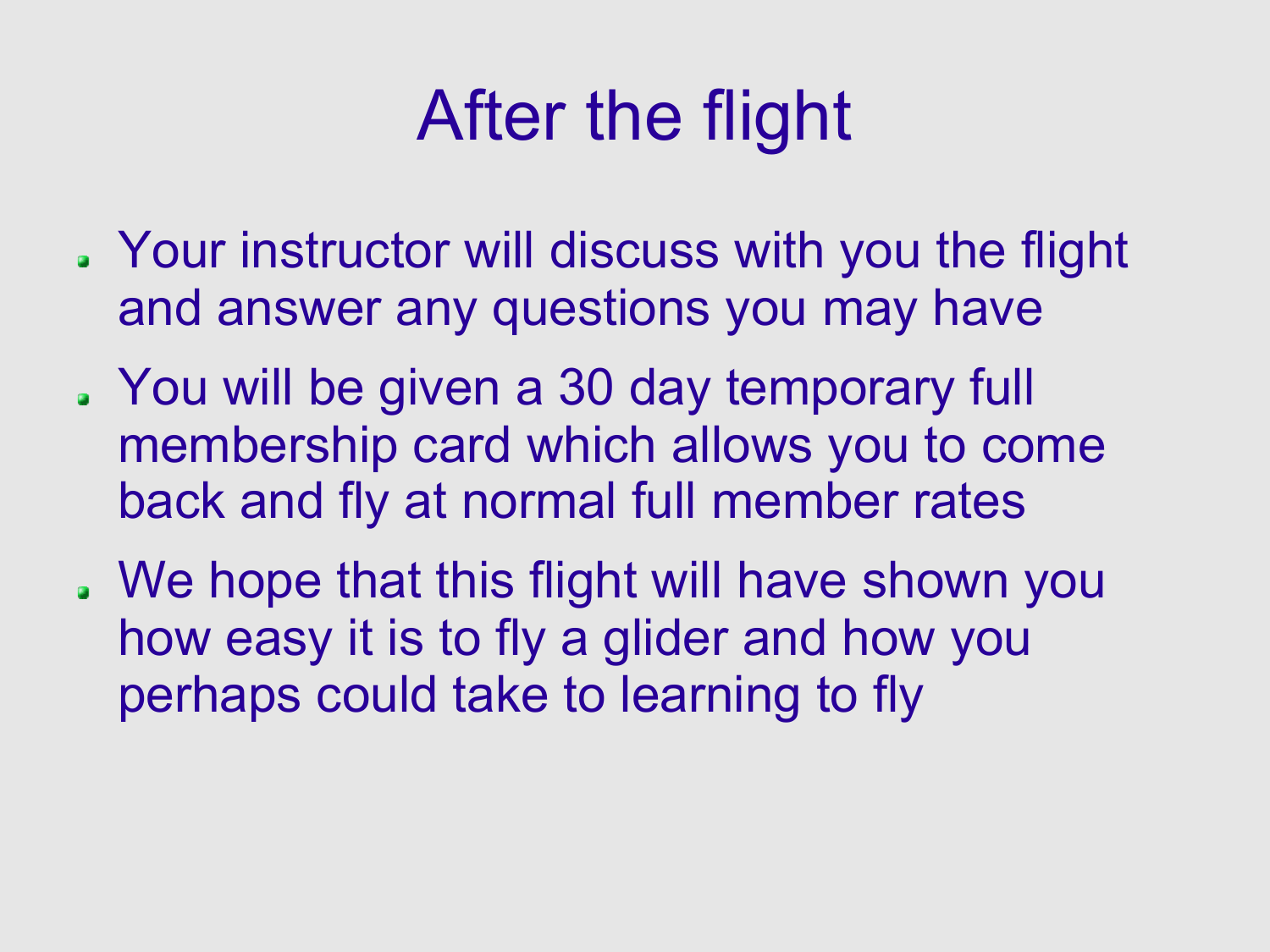# After the flight

- Your instructor will discuss with you the flight and answer any questions you may have
- You will be given a 30 day temporary full membership card which allows you to come back and fly at normal full member rates
- We hope that this flight will have shown you how easy it is to fly a glider and how you perhaps could take to learning to fly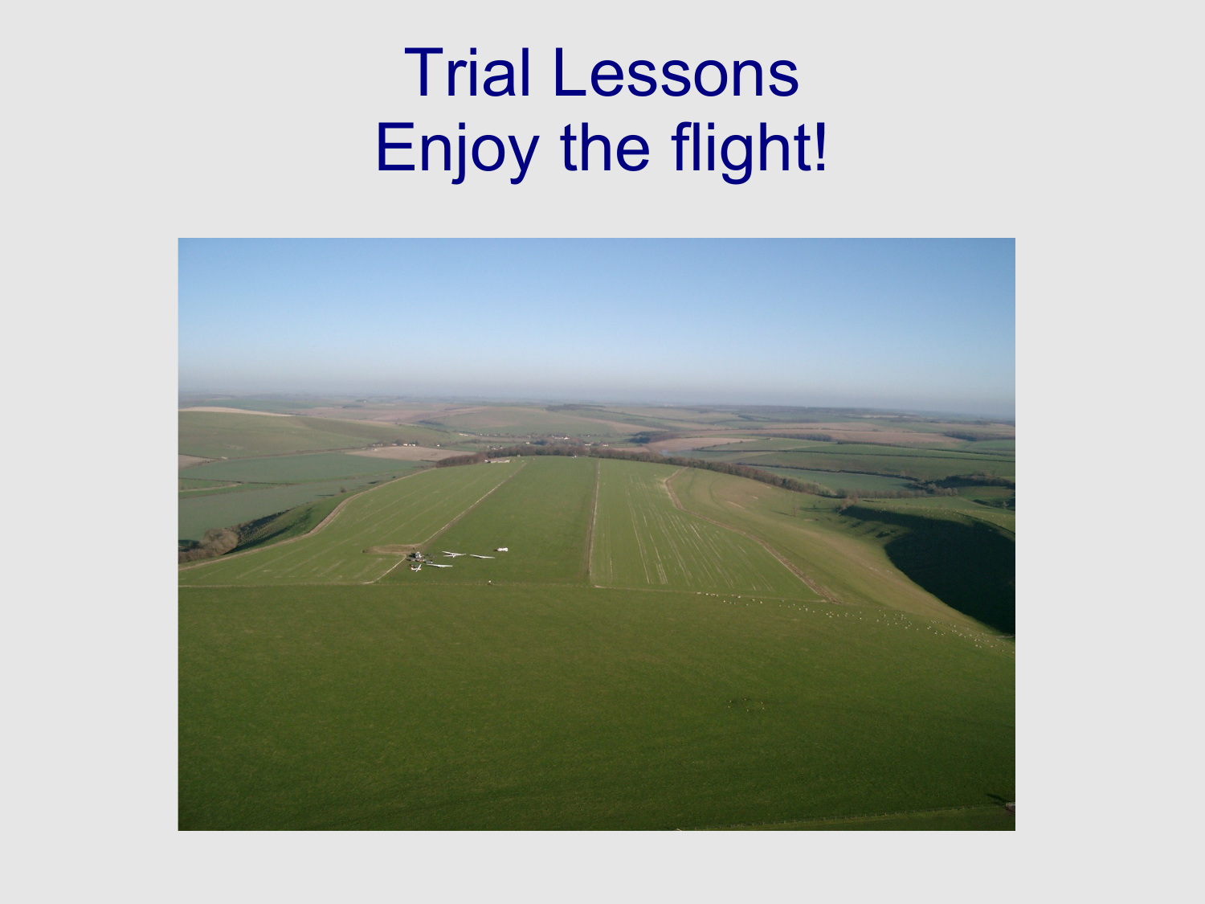# Trial Lessons
# Enjoy the flight!